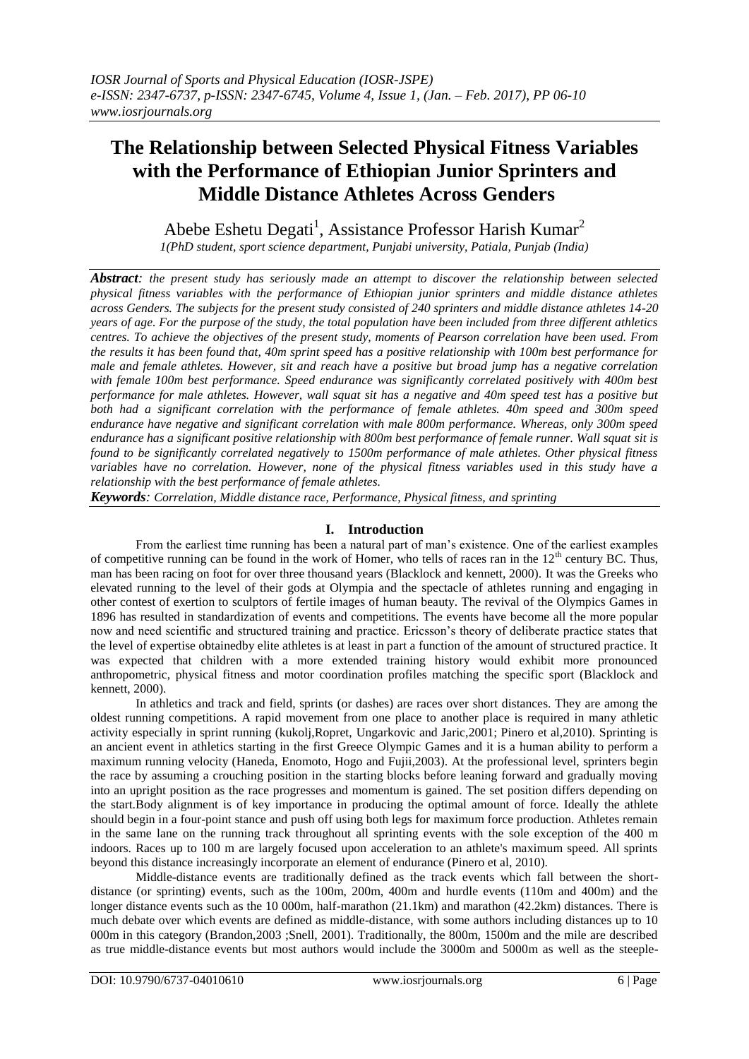# The Relationship between Selected Physical Fitness Variables with the Performance of Ethiopian Junior Sprinters and Middle Distance Athletes Across Genders

Abebe Eshetu Degati[1], Assistance Professor Harish Kumar[2]

*1(PhD student, sport science department, Punjabi university, Patiala, Punjab (India)*

***Abstract**: the present study has seriously made an attempt to discover the relationship between selected physical fitness variables with the performance of Ethiopian junior sprinters and middle distance athletes across Genders. The subjects for the present study consisted of 240 sprinters and middle distance athletes 14-20 years of age. For the purpose of the study, the total population have been included from three different athletics centres. To achieve the objectives of the present study, moments of Pearson correlation have been used. From the results it has been found that, 40m sprint speed has a positive relationship with 100m best performance for male and female athletes. However, sit and reach have a positive but broad jump has a negative correlation with female 100m best performance. Speed endurance was significantly correlated positively with 400m best performance for male athletes. However, wall squat sit has a negative and 40m speed test has a positive but both had a significant correlation with the performance of female athletes. 40m speed and 300m speed endurance have negative and significant correlation with male 800m performance. Whereas, only 300m speed endurance has a significant positive relationship with 800m best performance of female runner. Wall squat sit is found to be significantly correlated negatively to 1500m performance of male athletes. Other physical fitness variables have no correlation. However, none of the physical fitness variables used in this study have a relationship with the best performance of female athletes.*

***Keywords**: Correlation, Middle distance race, Performance, Physical fitness, and sprinting*

## I. Introduction

From the earliest time running has been a natural part of man's existence. One of the earliest examples of competitive running can be found in the work of Homer, who tells of races ran in the 12th century BC. Thus, man has been racing on foot for over three thousand years (Blacklock and kennett, 2000). It was the Greeks who elevated running to the level of their gods at Olympia and the spectacle of athletes running and engaging in other contest of exertion to sculptors of fertile images of human beauty. The revival of the Olympics Games in 1896 has resulted in standardization of events and competitions. The events have become all the more popular now and need scientific and structured training and practice. Ericsson's theory of deliberate practice states that the level of expertise obtainedby elite athletes is at least in part a function of the amount of structured practice. It was expected that children with a more extended training history would exhibit more pronounced anthropometric, physical fitness and motor coordination profiles matching the specific sport (Blacklock and kennett, 2000).

In athletics and track and field, sprints (or dashes) are races over short distances. They are among the oldest running competitions. A rapid movement from one place to another place is required in many athletic activity especially in sprint running (kukolj,Ropret, Ungarkovic and Jaric,2001; Pinero et al,2010). Sprinting is an ancient event in athletics starting in the first Greece Olympic Games and it is a human ability to perform a maximum running velocity (Haneda, Enomoto, Hogo and Fujii,2003). At the professional level, sprinters begin the race by assuming a crouching position in the starting blocks before leaning forward and gradually moving into an upright position as the race progresses and momentum is gained. The set position differs depending on the start.Body alignment is of key importance in producing the optimal amount of force. Ideally the athlete should begin in a four-point stance and push off using both legs for maximum force production. Athletes remain in the same lane on the running track throughout all sprinting events with the sole exception of the 400 m indoors. Races up to 100 m are largely focused upon acceleration to an athlete's maximum speed. All sprints beyond this distance increasingly incorporate an element of endurance (Pinero et al, 2010).

Middle-distance events are traditionally defined as the track events which fall between the short-distance (or sprinting) events, such as the 100m, 200m, 400m and hurdle events (110m and 400m) and the longer distance events such as the 10 000m, half-marathon (21.1km) and marathon (42.2km) distances. There is much debate over which events are defined as middle-distance, with some authors including distances up to 10 000m in this category (Brandon,2003 ;Snell, 2001). Traditionally, the 800m, 1500m and the mile are described as true middle-distance events but most authors would include the 3000m and 5000m as well as the steeple-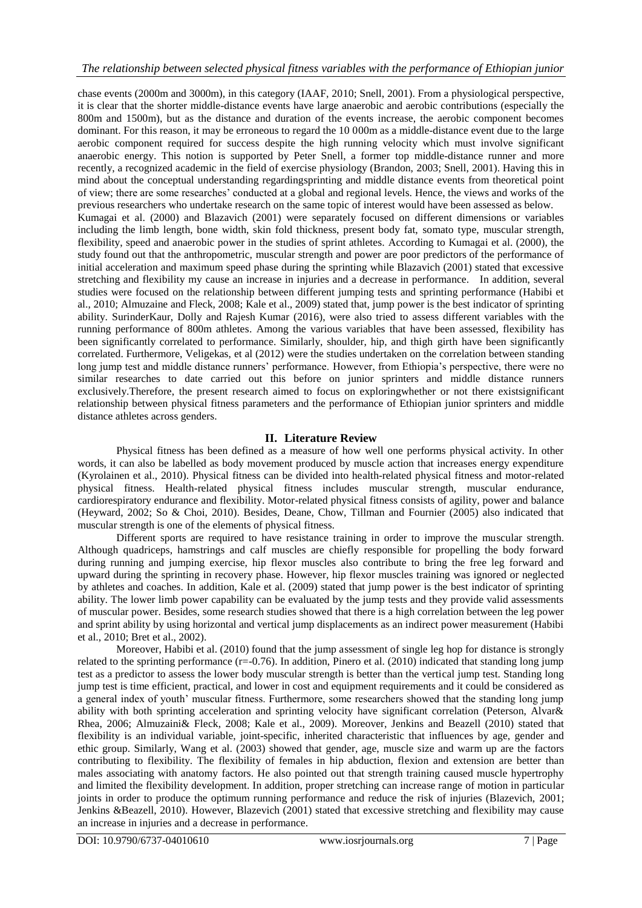chase events (2000m and 3000m), in this category (IAAF, 2010; Snell, 2001). From a physiological perspective, it is clear that the shorter middle-distance events have large anaerobic and aerobic contributions (especially the 800m and 1500m), but as the distance and duration of the events increase, the aerobic component becomes dominant. For this reason, it may be erroneous to regard the 10 000m as a middle-distance event due to the large aerobic component required for success despite the high running velocity which must involve significant anaerobic energy. This notion is supported by Peter Snell, a former top middle-distance runner and more recently, a recognized academic in the field of exercise physiology (Brandon, 2003; Snell, 2001). Having this in mind about the conceptual understanding regardingsprinting and middle distance events from theoretical point of view; there are some researches' conducted at a global and regional levels. Hence, the views and works of the previous researchers who undertake research on the same topic of interest would have been assessed as below.

Kumagai et al. (2000) and Blazavich (2001) were separately focused on different dimensions or variables including the limb length, bone width, skin fold thickness, present body fat, somato type, muscular strength, flexibility, speed and anaerobic power in the studies of sprint athletes. According to Kumagai et al. (2000), the study found out that the anthropometric, muscular strength and power are poor predictors of the performance of initial acceleration and maximum speed phase during the sprinting while Blazavich (2001) stated that excessive stretching and flexibility my cause an increase in injuries and a decrease in performance. In addition, several studies were focused on the relationship between different jumping tests and sprinting performance (Habibi et al., 2010; Almuzaine and Fleck, 2008; Kale et al., 2009) stated that, jump power is the best indicator of sprinting ability. SurinderKaur, Dolly and Rajesh Kumar (2016), were also tried to assess different variables with the running performance of 800m athletes. Among the various variables that have been assessed, flexibility has been significantly correlated to performance. Similarly, shoulder, hip, and thigh girth have been significantly correlated. Furthermore, Veligekas, et al (2012) were the studies undertaken on the correlation between standing long jump test and middle distance runners' performance. However, from Ethiopia's perspective, there were no similar researches to date carried out this before on junior sprinters and middle distance runners exclusively.Therefore, the present research aimed to focus on exploringwhether or not there existsignificant relationship between physical fitness parameters and the performance of Ethiopian junior sprinters and middle distance athletes across genders.

## II. Literature Review

Physical fitness has been defined as a measure of how well one performs physical activity. In other words, it can also be labelled as body movement produced by muscle action that increases energy expenditure (Kyrolainen et al., 2010). Physical fitness can be divided into health-related physical fitness and motor-related physical fitness. Health-related physical fitness includes muscular strength, muscular endurance, cardiorespiratory endurance and flexibility. Motor-related physical fitness consists of agility, power and balance (Heyward, 2002; So & Choi, 2010). Besides, Deane, Chow, Tillman and Fournier (2005) also indicated that muscular strength is one of the elements of physical fitness.

Different sports are required to have resistance training in order to improve the muscular strength. Although quadriceps, hamstrings and calf muscles are chiefly responsible for propelling the body forward during running and jumping exercise, hip flexor muscles also contribute to bring the free leg forward and upward during the sprinting in recovery phase. However, hip flexor muscles training was ignored or neglected by athletes and coaches. In addition, Kale et al. (2009) stated that jump power is the best indicator of sprinting ability. The lower limb power capability can be evaluated by the jump tests and they provide valid assessments of muscular power. Besides, some research studies showed that there is a high correlation between the leg power and sprint ability by using horizontal and vertical jump displacements as an indirect power measurement (Habibi et al., 2010; Bret et al., 2002).

Moreover, Habibi et al. (2010) found that the jump assessment of single leg hop for distance is strongly related to the sprinting performance ($r=-0.76$). In addition, Pinero et al. (2010) indicated that standing long jump test as a predictor to assess the lower body muscular strength is better than the vertical jump test. Standing long jump test is time efficient, practical, and lower in cost and equipment requirements and it could be considered as a general index of youth' muscular fitness. Furthermore, some researchers showed that the standing long jump ability with both sprinting acceleration and sprinting velocity have significant correlation (Peterson, Alvar& Rhea, 2006; Almuzaini& Fleck, 2008; Kale et al., 2009). Moreover, Jenkins and Beazell (2010) stated that flexibility is an individual variable, joint-specific, inherited characteristic that influences by age, gender and ethic group. Similarly, Wang et al. (2003) showed that gender, age, muscle size and warm up are the factors contributing to flexibility. The flexibility of females in hip abduction, flexion and extension are better than males associating with anatomy factors. He also pointed out that strength training caused muscle hypertrophy and limited the flexibility development. In addition, proper stretching can increase range of motion in particular joints in order to produce the optimum running performance and reduce the risk of injuries (Blazevich, 2001; Jenkins &Beazell, 2010). However, Blazevich (2001) stated that excessive stretching and flexibility may cause an increase in injuries and a decrease in performance.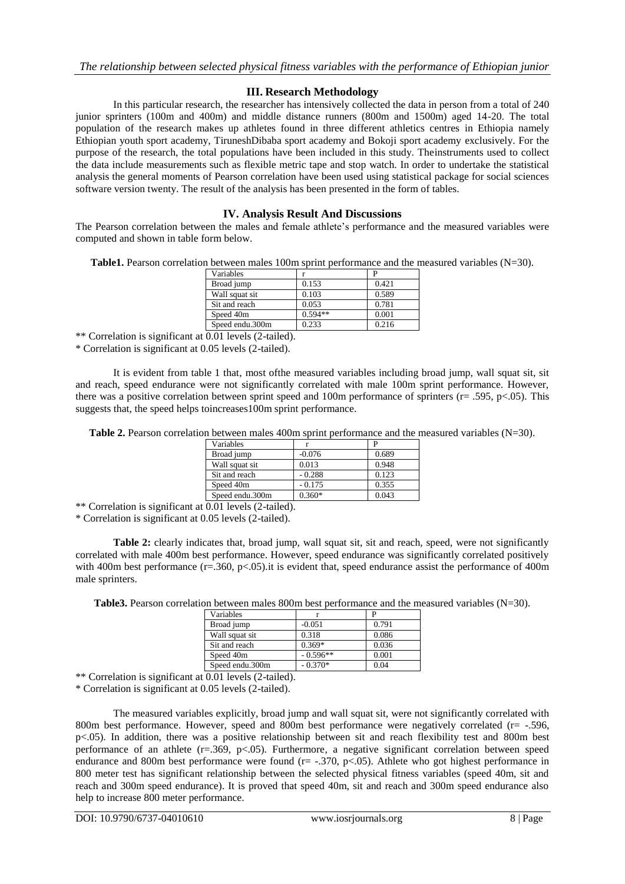## III. Research Methodology

In this particular research, the researcher has intensively collected the data in person from a total of 240 junior sprinters (100m and 400m) and middle distance runners (800m and 1500m) aged 14-20. The total population of the research makes up athletes found in three different athletics centres in Ethiopia namely Ethiopian youth sport academy, TiruneshDibaba sport academy and Bokoji sport academy exclusively. For the purpose of the research, the total populations have been included in this study. Theinstruments used to collect the data include measurements such as flexible metric tape and stop watch. In order to undertake the statistical analysis the general moments of Pearson correlation have been used using statistical package for social sciences software version twenty. The result of the analysis has been presented in the form of tables.

## IV. Analysis Result And Discussions

The Pearson correlation between the males and female athlete's performance and the measured variables were computed and shown in table form below.

**Table1.** Pearson correlation between males 100m sprint performance and the measured variables (N=30).

| Variables | r | P |
|---|---|---|
| Broad jump | 0.153 | 0.421 |
| Wall squat sit | 0.103 | 0.589 |
| Sit and reach | 0.053 | 0.781 |
| Speed 40m | 0.594** | 0.001 |
| Speed endu.300m | 0.233 | 0.216 |

** Correlation is significant at 0.01 levels (2-tailed).

* Correlation is significant at 0.05 levels (2-tailed).

It is evident from table 1 that, most ofthe measured variables including broad jump, wall squat sit, sit and reach, speed endurance were not significantly correlated with male 100m sprint performance. However, there was a positive correlation between sprint speed and 100m performance of sprinters (r= .595, p<.05). This suggests that, the speed helps toincreases100m sprint performance.

**Table 2.** Pearson correlation between males 400m sprint performance and the measured variables (N=30).

| Variables | r | P |
|---|---|---|
| Broad jump | -0.076 | 0.689 |
| Wall squat sit | 0.013 | 0.948 |
| Sit and reach | - 0.288 | 0.123 |
| Speed 40m | - 0.175 | 0.355 |
| Speed endu.300m | 0.360* | 0.043 |

** Correlation is significant at 0.01 levels (2-tailed).

* Correlation is significant at 0.05 levels (2-tailed).

**Table 2:** clearly indicates that, broad jump, wall squat sit, sit and reach, speed, were not significantly correlated with male 400m best performance. However, speed endurance was significantly correlated positively with 400m best performance (r=.360, p<.05).it is evident that, speed endurance assist the performance of 400m male sprinters.

**Table3.** Pearson correlation between males 800m best performance and the measured variables (N=30).

| Variables | r | P |
|---|---|---|
| Broad jump | -0.051 | 0.791 |
| Wall squat sit | 0.318 | 0.086 |
| Sit and reach | 0.369* | 0.036 |
| Speed 40m | - 0.596** | 0.001 |
| Speed endu.300m | - 0.370* | 0.04 |

** Correlation is significant at 0.01 levels (2-tailed).

* Correlation is significant at 0.05 levels (2-tailed).

The measured variables explicitly, broad jump and wall squat sit, were not significantly correlated with 800m best performance. However, speed and 800m best performance were negatively correlated (r= -.596, p<.05). In addition, there was a positive relationship between sit and reach flexibility test and 800m best performance of an athlete (r=.369, p<.05). Furthermore, a negative significant correlation between speed endurance and 800m best performance were found (r= -.370, p<.05). Athlete who got highest performance in 800 meter test has significant relationship between the selected physical fitness variables (speed 40m, sit and reach and 300m speed endurance). It is proved that speed 40m, sit and reach and 300m speed endurance also help to increase 800 meter performance.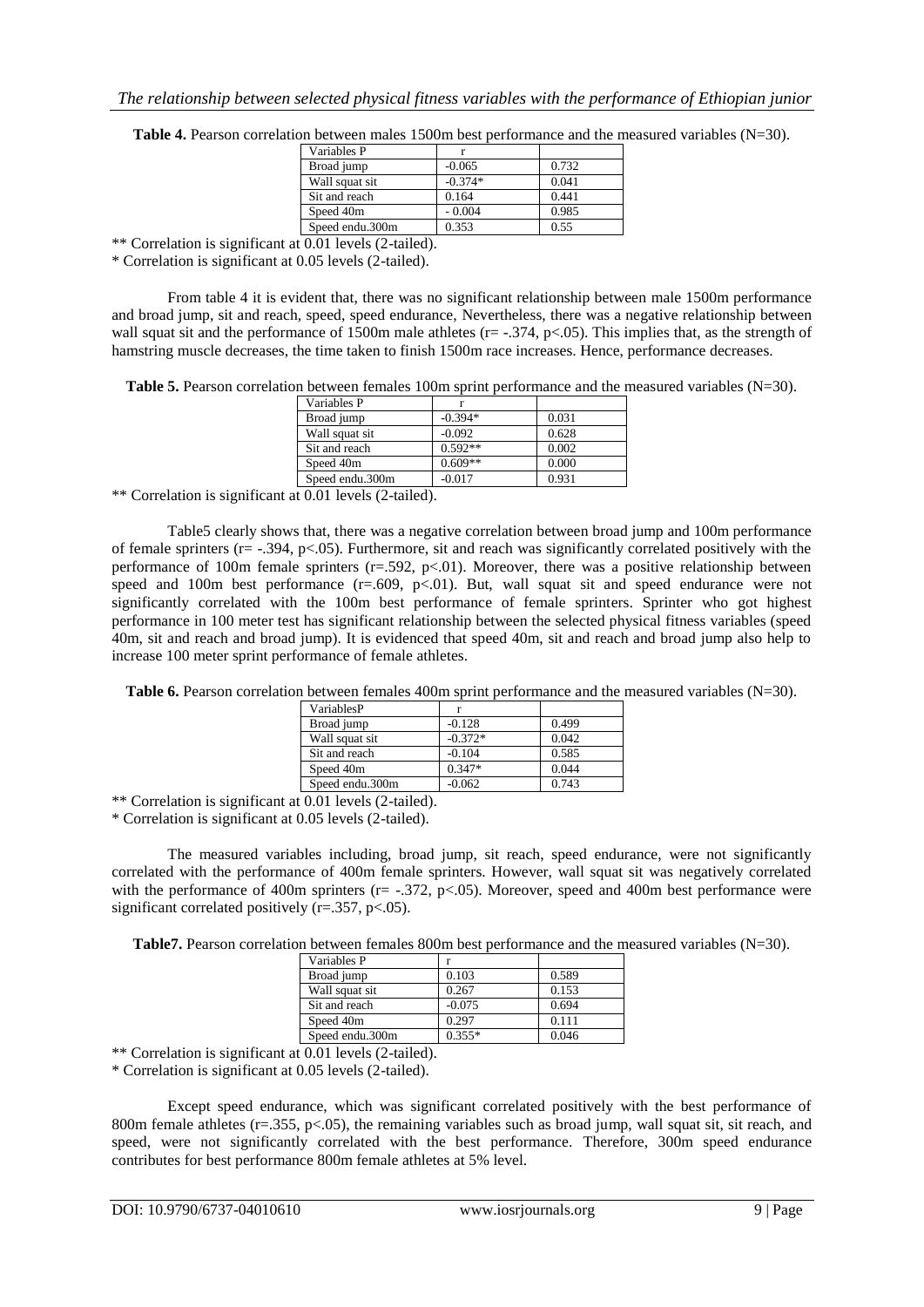**Table 4.** Pearson correlation between males 1500m best performance and the measured variables (N=30).

| Variables P | r | |
|---|---|---|
| Broad jump | -0.065 | 0.732 |
| Wall squat sit | -0.374* | 0.041 |
| Sit and reach | 0.164 | 0.441 |
| Speed 40m | - 0.004 | 0.985 |
| Speed endu.300m | 0.353 | 0.55 |

** Correlation is significant at 0.01 levels (2-tailed).
* Correlation is significant at 0.05 levels (2-tailed).

From table 4 it is evident that, there was no significant relationship between male 1500m performance and broad jump, sit and reach, speed, speed endurance, Nevertheless, there was a negative relationship between wall squat sit and the performance of 1500m male athletes ($r= -.374$, $p<.05$). This implies that, as the strength of hamstring muscle decreases, the time taken to finish 1500m race increases. Hence, performance decreases.

**Table 5.** Pearson correlation between females 100m sprint performance and the measured variables (N=30).

| Variables P | r | |
|---|---|---|
| Broad jump | -0.394* | 0.031 |
| Wall squat sit | -0.092 | 0.628 |
| Sit and reach | 0.592** | 0.002 |
| Speed 40m | 0.609** | 0.000 |
| Speed endu.300m | -0.017 | 0.931 |

** Correlation is significant at 0.01 levels (2-tailed).

Table5 clearly shows that, there was a negative correlation between broad jump and 100m performance of female sprinters ($r= -.394$, $p<.05$). Furthermore, sit and reach was significantly correlated positively with the performance of 100m female sprinters ($r=.592$, $p<.01$). Moreover, there was a positive relationship between speed and 100m best performance ($r=.609$, $p<.01$). But, wall squat sit and speed endurance were not significantly correlated with the 100m best performance of female sprinters. Sprinter who got highest performance in 100 meter test has significant relationship between the selected physical fitness variables (speed 40m, sit and reach and broad jump). It is evidenced that speed 40m, sit and reach and broad jump also help to increase 100 meter sprint performance of female athletes.

**Table 6.** Pearson correlation between females 400m sprint performance and the measured variables (N=30).

| VariablesP | r | |
|---|---|---|
| Broad jump | -0.128 | 0.499 |
| Wall squat sit | -0.372* | 0.042 |
| Sit and reach | -0.104 | 0.585 |
| Speed 40m | 0.347* | 0.044 |
| Speed endu.300m | -0.062 | 0.743 |

** Correlation is significant at 0.01 levels (2-tailed).
* Correlation is significant at 0.05 levels (2-tailed).

The measured variables including, broad jump, sit reach, speed endurance, were not significantly correlated with the performance of 400m female sprinters. However, wall squat sit was negatively correlated with the performance of 400m sprinters ($r= -.372$, $p<.05$). Moreover, speed and 400m best performance were significant correlated positively ($r=.357$, $p<.05$).

**Table7.** Pearson correlation between females 800m best performance and the measured variables (N=30).

| Variables P | r | |
|---|---|---|
| Broad jump | 0.103 | 0.589 |
| Wall squat sit | 0.267 | 0.153 |
| Sit and reach | -0.075 | 0.694 |
| Speed 40m | 0.297 | 0.111 |
| Speed endu.300m | 0.355* | 0.046 |

** Correlation is significant at 0.01 levels (2-tailed).
* Correlation is significant at 0.05 levels (2-tailed).

Except speed endurance, which was significant correlated positively with the best performance of 800m female athletes ($r=.355$, $p<.05$), the remaining variables such as broad jump, wall squat sit, sit reach, and speed, were not significantly correlated with the best performance. Therefore, 300m speed endurance contributes for best performance 800m female athletes at 5% level.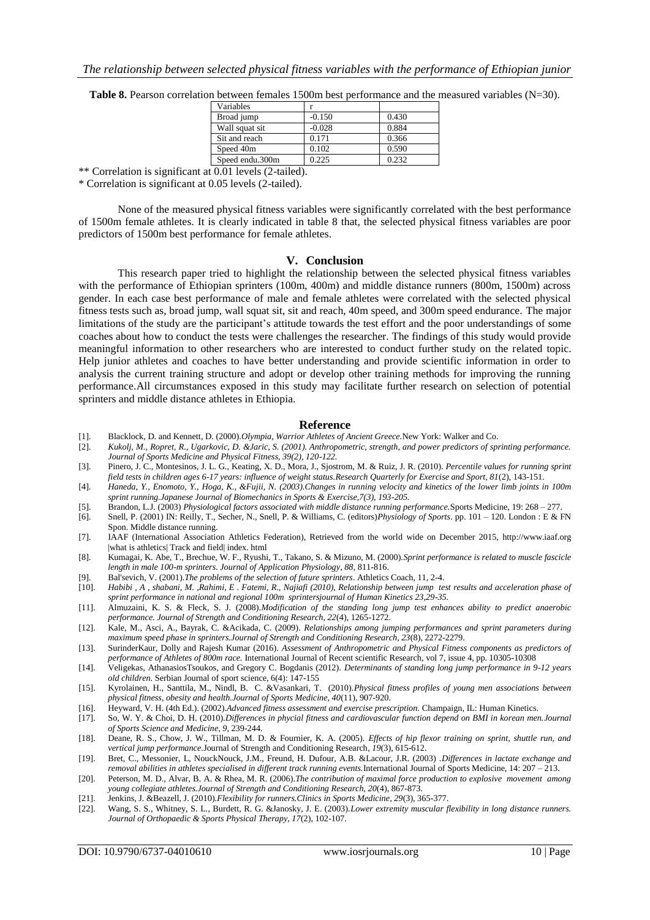**Table 8.** Pearson correlation between females 1500m best performance and the measured variables (N=30).

| Variables | r | |
|---|---|---|
| Broad jump | -0.150 | 0.430 |
| Wall squat sit | -0.028 | 0.884 |
| Sit and reach | 0.171 | 0.366 |
| Speed 40m | 0.102 | 0.590 |
| Speed endu.300m | 0.225 | 0.232 |

** Correlation is significant at 0.01 levels (2-tailed).

* Correlation is significant at 0.05 levels (2-tailed).

None of the measured physical fitness variables were significantly correlated with the best performance of 1500m female athletes. It is clearly indicated in table 8 that, the selected physical fitness variables are poor predictors of 1500m best performance for female athletes.

## V. Conclusion

This research paper tried to highlight the relationship between the selected physical fitness variables with the performance of Ethiopian sprinters (100m, 400m) and middle distance runners (800m, 1500m) across gender. In each case best performance of male and female athletes were correlated with the selected physical fitness tests such as, broad jump, wall squat sit, sit and reach, 40m speed, and 300m speed endurance. The major limitations of the study are the participant's attitude towards the test effort and the poor understandings of some coaches about how to conduct the tests were challenges the researcher. The findings of this study would provide meaningful information to other researchers who are interested to conduct further study on the related topic. Help junior athletes and coaches to have better understanding and provide scientific information in order to analysis the current training structure and adopt or develop other training methods for improving the running performance.All circumstances exposed in this study may facilitate further research on selection of potential sprinters and middle distance athletes in Ethiopia.

## Reference

[1]. Blacklock, D. and Kennett, D. (2000).*Olympia, Warrior Athletes of Ancient Greece.*New York: Walker and Co.

[2]. *Kukolj, M., Ropret, R., Ugarkovic, D. &Jaric, S. (2001). Anthropometric, strength, and power predictors of sprinting performance. Journal of Sports Medicine and Physical Fitness, 39(2), 120-122.*

[3]. Pinero, J. C., Montesinos, J. L. G., Keating, X. D., Mora, J., Sjostrom, M. & Ruiz, J. R. (2010). *Percentile values for running sprint field tests in children ages 6-17 years: influence of weight status.Research Quarterly for Exercise and Sport, 81*(2), 143-151.

[4]. *Haneda, Y., Enomoto, Y., Hoga, K., &Fujii, N. (2003).Changes in running velocity and kinetics of the lower limb joints in 100m sprint running.Japanese Journal of Biomechanics in Sports & Exercise,7(3), 193-205.*

[5]. Brandon, L.J. (2003) *Physiological factors associated with middle distance running performance.*Sports Medicine, 19: 268 – 277.

[6]. Snell, P. (2001) IN: Reilly, T., Secher, N., Snell, P. & Williams, C. (editors)*Physiology of Sports*. pp. 101 – 120. London : E & FN Spon. Middle distance running.

[7]. IAAF (International Association Athletics Federation), Retrieved from the world wide on December 2015, http://www.iaaf.org |what is athletics| Track and field| index. html

[8]. Kumagai, K. Abe, T., Brechue, W. F., Ryushi, T., Takano, S. & Mizuno, M. (2000).*Sprint performance is related to muscle fascicle length in male 100-m sprinters. Journal of Application Physiology, 88*, 811-816.

[9]. Bal'sevich, V. (2001).*The problems of the selection of future sprinters*. Athletics Coach, 11, 2-4.

[10]. *Habibi , A , shabani, M. ,Rahimi, E . Fatemi, R., Najiafi (2010), Relationship between jump test results and acceleration phase of sprint performance in national and regional 100m sprintersjournal of Human Kinetics 23,29-35.*

[11]. Almuzaini, K. S. & Fleck, S. J. (2008).*Modification of the standing long jump test enhances ability to predict anaerobic performance. Journal of Strength and Conditioning Research, 22*(4), 1265-1272.

[12]. Kale, M., Asci, A., Bayrak, C. &Acikada, C. (2009). *Relationships among jumping performances and sprint parameters during maximum speed phase in sprinters.Journal of Strength and Conditioning Research, 23*(8), 2272-2279.

[13]. SurinderKaur, Dolly and Rajesh Kumar (2016). *Assessment of Anthropometric and Physical Fitness components as predictors of performance of Athletes of 800m race.* International Journal of Recent scientific Research, vol 7, issue 4, pp. 10305-10308

[14]. Veligekas, AthanasiosTsoukos, and Gregory C. Bogdanis (2012). *Determinants of standing long jump performance in 9-12 years old children*. Serbian Journal of sport science, 6(4): 147-155

[15]. Kyrolainen, H., Santtila, M., Nindl, B. C. &Vasankari, T. (2010).*Physical fitness profiles of young men associations between physical fitness, obesity and health.Journal of Sports Medicine, 40*(11), 907-920.

[16]. Heyward, V. H. (4th Ed.). (2002).*Advanced fitness assessment and exercise prescription.* Champaign, IL: Human Kinetics.

[17]. So, W. Y. & Choi, D. H. (2010).*Differences in physical fitness and cardiovascular function depend on BMI in korean men.Journal of Sports Science and Medicine, 9*, 239-244.

[18]. Deane, R. S., Chow, J. W., Tillman, M. D. & Fournier, K. A. (2005). *Effects of hip flexor training on sprint, shuttle run, and vertical jump performance.*Journal of Strength and Conditioning Research, *19*(3), 615-612.

[19]. Bret, C., Messonier, L, NouckNouck, J.M., Freund, H. Dufour, A.B. &Lacour, J.R. (2003) .*Differences in lactate exchange and removal abilities in athletes specialised in different track running events.*International Journal of Sports Medicine, 14: 207 – 213.

[20]. Peterson, M. D., Alvar, B. A. & Rhea, M. R. (2006).*The contribution of maximal force production to explosive movement among young collegiate athletes.Journal of Strength and Conditioning Research, 20*(4), 867-873.

[21]. Jenkins, J. &Beazell, J. (2010).*Flexibility for runners.Clinics in Sports Medicine, 29*(3), 365-377.

[22]. Wang, S. S., Whitney, S. L., Burdett, R. G. &Janosky, J. E. (2003).*Lower extremity muscular flexibility in long distance runners. Journal of Orthopaedic & Sports Physical Therapy, 17*(2), 102-107.